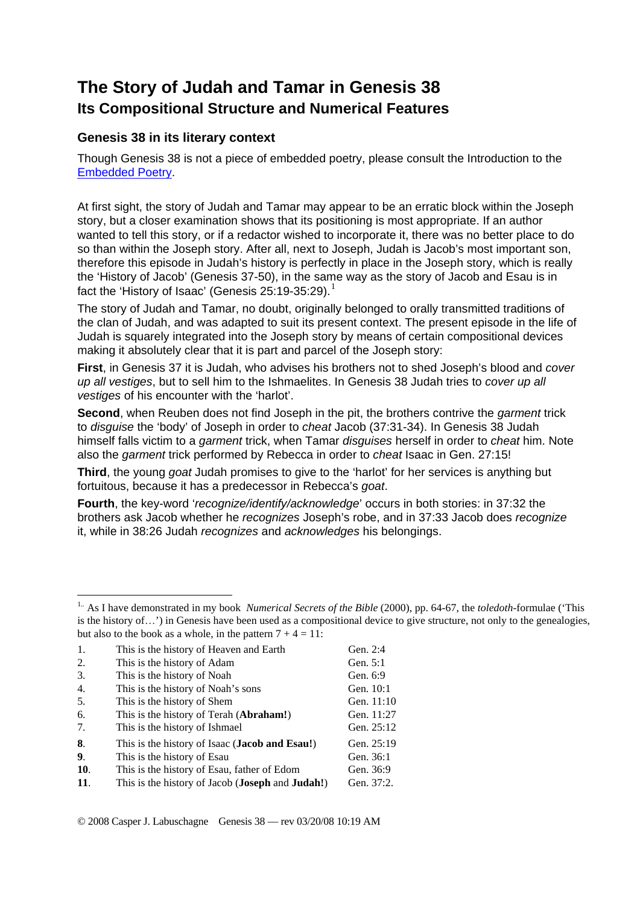# The Story of Judah and Tamar in Genesis 38

## Its Compositional Structure and Numerical Features

### Genesis 38 in its literary context

Though Genesis 38 is not a piece of embedded poetry, please consult the Introduction to the [Embedded Poetry](#).

At first sight, the story of Judah and Tamar may appear to be an erratic block within the Joseph story, but a closer examination shows that its positioning is most appropriate. If an author wanted to tell this story, or if a redactor wished to incorporate it, there was no better place to do so than within the Joseph story. After all, next to Joseph, Judah is Jacob's most important son, therefore this episode in Judah's history is perfectly in place in the Joseph story, which is really the 'History of Jacob' (Genesis 37-50), in the same way as the story of Jacob and Esau is in fact the 'History of Isaac' (Genesis 25:19-35:29).[1]

The story of Judah and Tamar, no doubt, originally belonged to orally transmitted traditions of the clan of Judah, and was adapted to suit its present context. The present episode in the life of Judah is squarely integrated into the Joseph story by means of certain compositional devices making it absolutely clear that it is part and parcel of the Joseph story:

**First**, in Genesis 37 it is Judah, who advises his brothers not to shed Joseph's blood and *cover up all vestiges*, but to sell him to the Ishmaelites. In Genesis 38 Judah tries to *cover up all vestiges* of his encounter with the 'harlot'.

**Second**, when Reuben does not find Joseph in the pit, the brothers contrive the *garment* trick to *disguise* the 'body' of Joseph in order to *cheat* Jacob (37:31-34). In Genesis 38 Judah himself falls victim to a *garment* trick, when Tamar *disguises* herself in order to *cheat* him. Note also the *garment* trick performed by Rebecca in order to *cheat* Isaac in Gen. 27:15!

**Third**, the young *goat* Judah promises to give to the 'harlot' for her services is anything but fortuitous, because it has a predecessor in Rebecca's *goat*.

**Fourth**, the key-word '*recognize/identify/acknowledge*' occurs in both stories: in 37:32 the brothers ask Jacob whether he *recognizes* Joseph's robe, and in 37:33 Jacob does *recognize* it, while in 38:26 Judah *recognizes* and *acknowledges* his belongings.

---

[1] As I have demonstrated in my book *Numerical Secrets of the Bible* (2000), pp. 64-67, the *toledoth*-formulae ('This is the history of…') in Genesis have been used as a compositional device to give structure, not only to the genealogies, but also to the book as a whole, in the pattern 7 + 4 = 11:

| | | |
|---|---|---|
| 1. | This is the history of Heaven and Earth | Gen. 2:4 |
| 2. | This is the history of Adam | Gen. 5:1 |
| 3. | This is the history of Noah | Gen. 6:9 |
| 4. | This is the history of Noah's sons | Gen. 10:1 |
| 5. | This is the history of Shem | Gen. 11:10 |
| 6. | This is the history of Terah (**Abraham!**) | Gen. 11:27 |
| 7. | This is the history of Ishmael | Gen. 25:12 |
| **8**. | This is the history of Isaac (**Jacob and Esau!**) | Gen. 25:19 |
| **9**. | This is the history of Esau | Gen. 36:1 |
| **10**. | This is the history of Esau, father of Edom | Gen. 36:9 |
| **11**. | This is the history of Jacob (**Joseph** and **Judah!**) | Gen. 37:2. |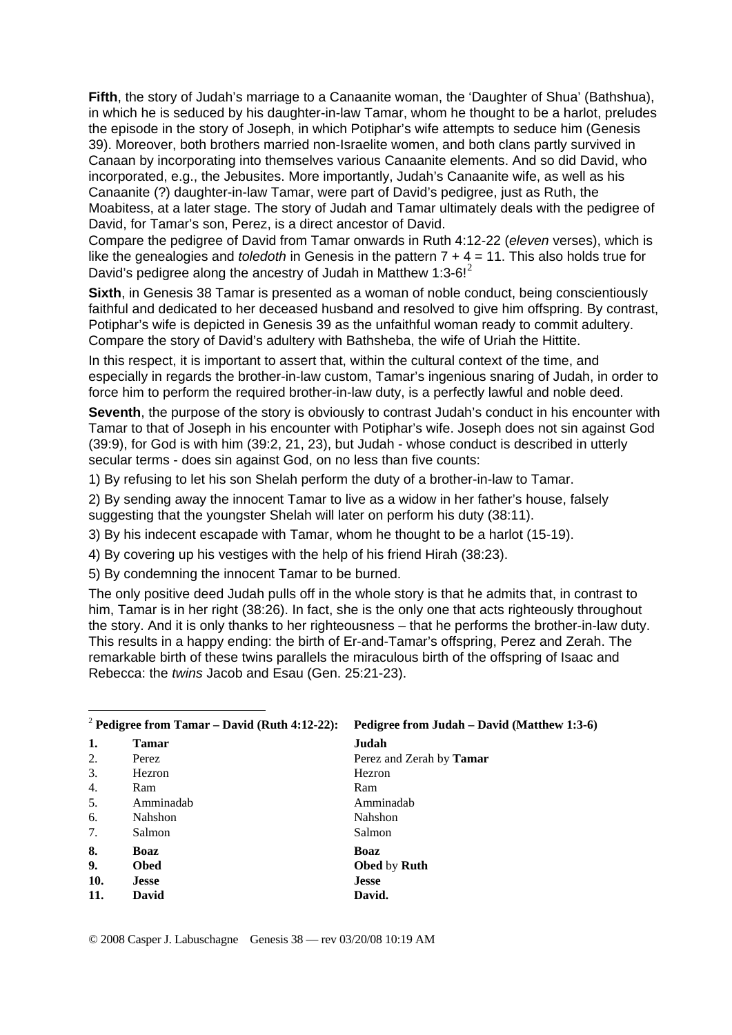**Fifth**, the story of Judah's marriage to a Canaanite woman, the 'Daughter of Shua' (Bathshua), in which he is seduced by his daughter-in-law Tamar, whom he thought to be a harlot, preludes the episode in the story of Joseph, in which Potiphar's wife attempts to seduce him (Genesis 39). Moreover, both brothers married non-Israelite women, and both clans partly survived in Canaan by incorporating into themselves various Canaanite elements. And so did David, who incorporated, e.g., the Jebusites. More importantly, Judah's Canaanite wife, as well as his Canaanite (?) daughter-in-law Tamar, were part of David's pedigree, just as Ruth, the Moabitess, at a later stage. The story of Judah and Tamar ultimately deals with the pedigree of David, for Tamar's son, Perez, is a direct ancestor of David.

Compare the pedigree of David from Tamar onwards in Ruth 4:12-22 (*eleven* verses), which is like the genealogies and *toledoth* in Genesis in the pattern 7 + 4 = 11. This also holds true for David's pedigree along the ancestry of Judah in Matthew 1:3-6![2]

**Sixth**, in Genesis 38 Tamar is presented as a woman of noble conduct, being conscientiously faithful and dedicated to her deceased husband and resolved to give him offspring. By contrast, Potiphar's wife is depicted in Genesis 39 as the unfaithful woman ready to commit adultery. Compare the story of David's adultery with Bathsheba, the wife of Uriah the Hittite.

In this respect, it is important to assert that, within the cultural context of the time, and especially in regards the brother-in-law custom, Tamar's ingenious snaring of Judah, in order to force him to perform the required brother-in-law duty, is a perfectly lawful and noble deed.

**Seventh**, the purpose of the story is obviously to contrast Judah's conduct in his encounter with Tamar to that of Joseph in his encounter with Potiphar's wife. Joseph does not sin against God (39:9), for God is with him (39:2, 21, 23), but Judah - whose conduct is described in utterly secular terms - does sin against God, on no less than five counts:

1) By refusing to let his son Shelah perform the duty of a brother-in-law to Tamar.

2) By sending away the innocent Tamar to live as a widow in her father's house, falsely suggesting that the youngster Shelah will later on perform his duty (38:11).

3) By his indecent escapade with Tamar, whom he thought to be a harlot (15-19).

4) By covering up his vestiges with the help of his friend Hirah (38:23).

5) By condemning the innocent Tamar to be burned.

The only positive deed Judah pulls off in the whole story is that he admits that, in contrast to him, Tamar is in her right (38:26). In fact, she is the only one that acts righteously throughout the story. And it is only thanks to her righteousness – that he performs the brother-in-law duty. This results in a happy ending: the birth of Er-and-Tamar's offspring, Perez and Zerah. The remarkable birth of these twins parallels the miraculous birth of the offspring of Isaac and Rebecca: the *twins* Jacob and Esau (Gen. 25:21-23).

---

[2]

| | **Pedigree from Tamar – David (Ruth 4:12-22):** | **Pedigree from Judah – David (Matthew 1:3-6)** |
|---|---|---|
| **1.** | **Tamar** | **Judah** |
| 2. | Perez | Perez and Zerah by **Tamar** |
| 3. | Hezron | Hezron |
| 4. | Ram | Ram |
| 5. | Amminadab | Amminadab |
| 6. | Nahshon | Nahshon |
| 7. | Salmon | Salmon |
| **8.** | **Boaz** | **Boaz** |
| **9.** | **Obed** | **Obed** by **Ruth** |
| **10.** | **Jesse** | **Jesse** |
| **11.** | **David** | **David.** |

© 2008 Casper J. Labuschagne Genesis 38 — rev 03/20/08 10:19 AM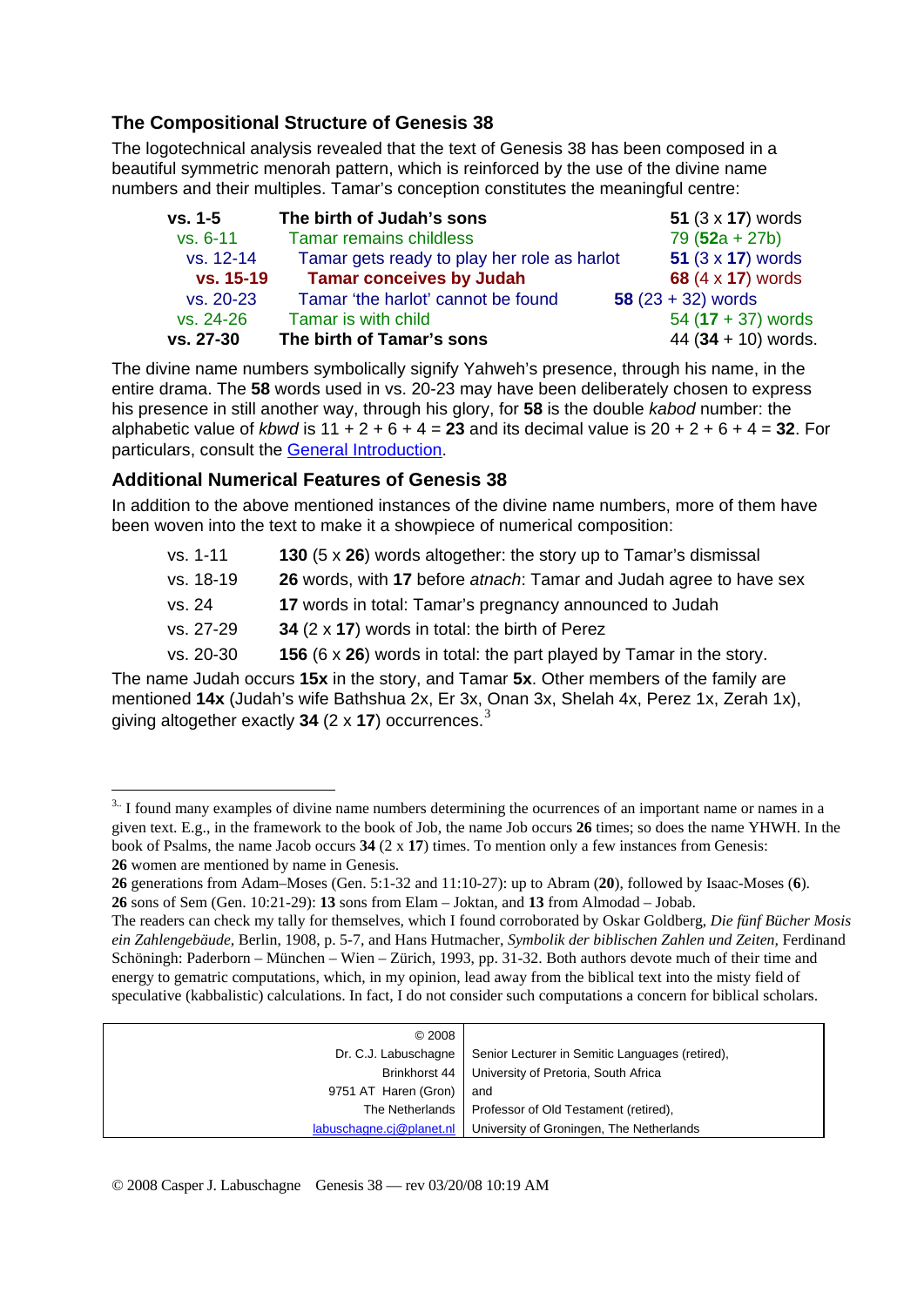## The Compositional Structure of Genesis 38

The logotechnical analysis revealed that the text of Genesis 38 has been composed in a beautiful symmetric menorah pattern, which is reinforced by the use of the divine name numbers and their multiples. Tamar's conception constitutes the meaningful centre:

| | | |
|---|---|---|
| **vs. 1-5** | **The birth of Judah's sons** | **51** (3 x **17**) words |
| vs. 6-11 | Tamar remains childless | 79 (**52**a + 27b) |
| vs. 12-14 | Tamar gets ready to play her role as harlot | **51** (3 x **17**) words |
| **vs. 15-19** | **Tamar conceives by Judah** | **68** (4 x **17**) words |
| vs. 20-23 | Tamar 'the harlot' cannot be found | **58** (23 + 32) words |
| vs. 24-26 | Tamar is with child | 54 (**17** + 37) words |
| **vs. 27-30** | **The birth of Tamar's sons** | 44 (**34** + 10) words. |

The divine name numbers symbolically signify Yahweh's presence, through his name, in the entire drama. The **58** words used in vs. 20-23 may have been deliberately chosen to express his presence in still another way, through his glory, for **58** is the double *kabod* number: the alphabetic value of *kbwd* is 11 + 2 + 6 + 4 = **23** and its decimal value is 20 + 2 + 6 + 4 = **32**. For particulars, consult the General Introduction.

### Additional Numerical Features of Genesis 38

In addition to the above mentioned instances of the divine name numbers, more of them have been woven into the text to make it a showpiece of numerical composition:

| | |
|---|---|
| vs. 1-11 | **130** (5 x **26**) words altogether: the story up to Tamar's dismissal |
| vs. 18-19 | **26** words, with **17** before *atnach*: Tamar and Judah agree to have sex |
| vs. 24 | **17** words in total: Tamar's pregnancy announced to Judah |
| vs. 27-29 | **34** (2 x **17**) words in total: the birth of Perez |
| vs. 20-30 | **156** (6 x **26**) words in total: the part played by Tamar in the story. |

The name Judah occurs **15x** in the story, and Tamar **5x**. Other members of the family are mentioned **14x** (Judah's wife Bathshua 2x, Er 3x, Onan 3x, Shelah 4x, Perez 1x, Zerah 1x), giving altogether exactly **34** (2 x **17**) occurrences.[3]

---

[3] I found many examples of divine name numbers determining the ocurrences of an important name or names in a given text. E.g., in the framework to the book of Job, the name Job occurs **26** times; so does the name YHWH. In the book of Psalms, the name Jacob occurs **34** (2 x **17**) times. To mention only a few instances from Genesis:
**26** women are mentioned by name in Genesis.
**26** generations from Adam–Moses (Gen. 5:1-32 and 11:10-27): up to Abram (**20**), followed by Isaac-Moses (**6**).
**26** sons of Sem (Gen. 10:21-29): **13** sons from Elam – Joktan, and **13** from Almodad – Jobab.
The readers can check my tally for themselves, which I found corroborated by Oskar Goldberg, *Die fünf Bücher Mosis ein Zahlengebäude*, Berlin, 1908, p. 5-7, and Hans Hutmacher, *Symbolik der biblischen Zahlen und Zeiten,* Ferdinand Schöningh: Paderborn – München – Wien – Zürich, 1993, pp. 31-32. Both authors devote much of their time and energy to gematric computations, which, in my opinion, lead away from the biblical text into the misty field of speculative (kabbalistic) calculations. In fact, I do not consider such computations a concern for biblical scholars.

| | |
|---|---|
| © 2008 | |
| Dr. C.J. Labuschagne | Senior Lecturer in Semitic Languages (retired), |
| Brinkhorst 44 | University of Pretoria, South Africa |
| 9751 AT Haren (Gron) | and |
| The Netherlands | Professor of Old Testament (retired), |
| labuschagne.cj@planet.nl | University of Groningen, The Netherlands |